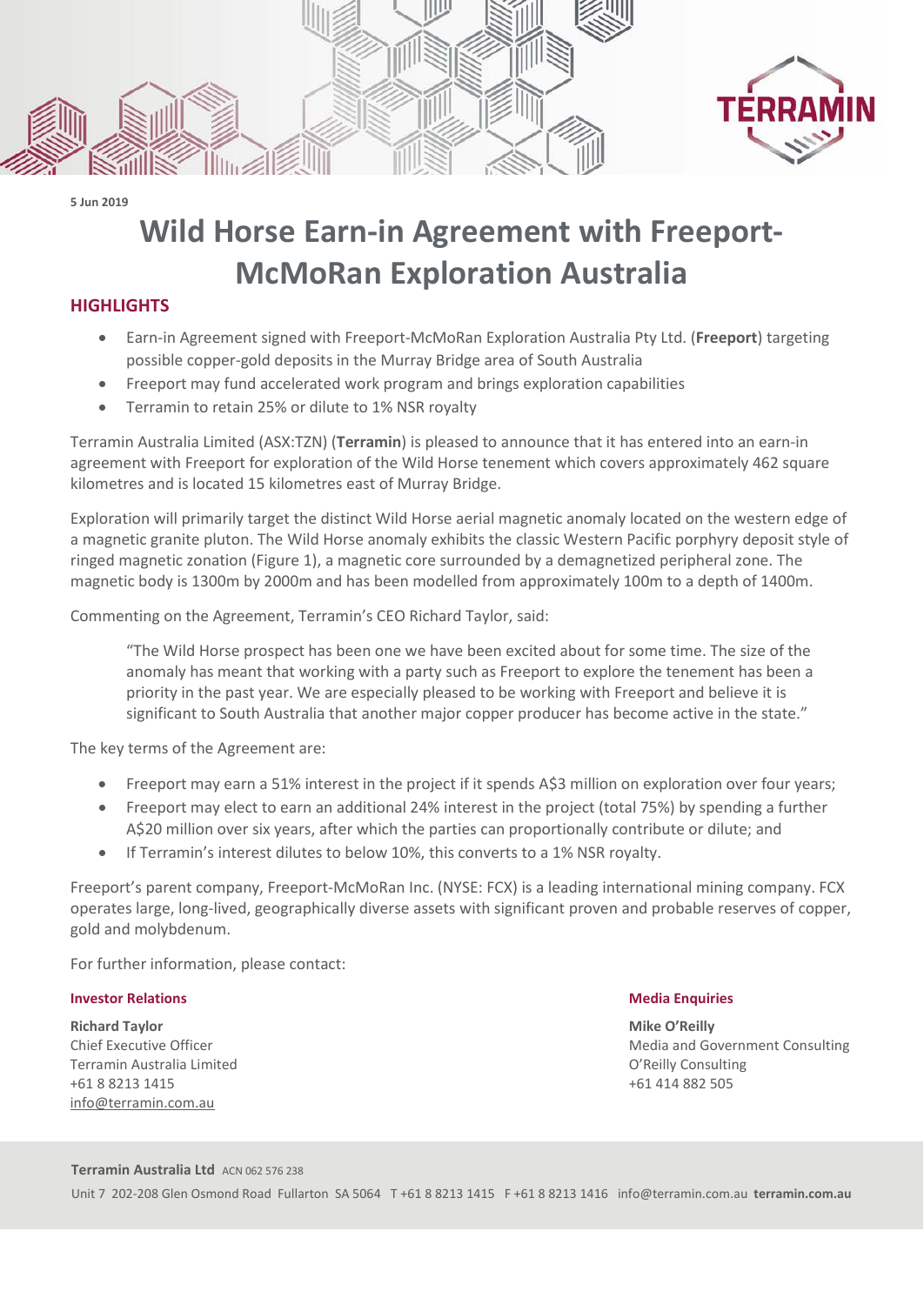5 Jun 2019

# Wild Horse Earn-in Agreement with Freeport-McMoRan Exploration Australia

## HIGHLIGHTS

- Earn-in Agreement signed with Freeport-McMoRan Exploration Australia Pty Ltd. (**Freeport**) targeting possible copper-gold deposits in the Murray Bridge area of South Australia
- Freeport may fund accelerated work program and brings exploration capabilities
- Terramin to retain 25% or dilute to 1% NSR royalty

Terramin Australia Limited (ASX:TZN) (**Terramin**) is pleased to announce that it has entered into an earn-in agreement with Freeport for exploration of the Wild Horse tenement which covers approximately 462 square kilometres and is located 15 kilometres east of Murray Bridge.

Exploration will primarily target the distinct Wild Horse aerial magnetic anomaly located on the western edge of a magnetic granite pluton. The Wild Horse anomaly exhibits the classic Western Pacific porphyry deposit style of ringed magnetic zonation (Figure 1), a magnetic core surrounded by a demagnetized peripheral zone. The magnetic body is 1300m by 2000m and has been modelled from approximately 100m to a depth of 1400m.

Commenting on the Agreement, Terramin's CEO Richard Taylor, said:

> "The Wild Horse prospect has been one we have been excited about for some time. The size of the anomaly has meant that working with a party such as Freeport to explore the tenement has been a priority in the past year. We are especially pleased to be working with Freeport and believe it is significant to South Australia that another major copper producer has become active in the state."

The key terms of the Agreement are:

- Freeport may earn a 51% interest in the project if it spends A$3 million on exploration over four years;
- Freeport may elect to earn an additional 24% interest in the project (total 75%) by spending a further A$20 million over six years, after which the parties can proportionally contribute or dilute; and
- If Terramin's interest dilutes to below 10%, this converts to a 1% NSR royalty.

Freeport's parent company, Freeport-McMoRan Inc. (NYSE: FCX) is a leading international mining company. FCX operates large, long-lived, geographically diverse assets with significant proven and probable reserves of copper, gold and molybdenum.

For further information, please contact:

**Investor Relations**

**Richard Taylor**
Chief Executive Officer
Terramin Australia Limited
+61 8 8213 1415
info@terramin.com.au

**Media Enquiries**

**Mike O'Reilly**
Media and Government Consulting
O'Reilly Consulting
+61 414 882 505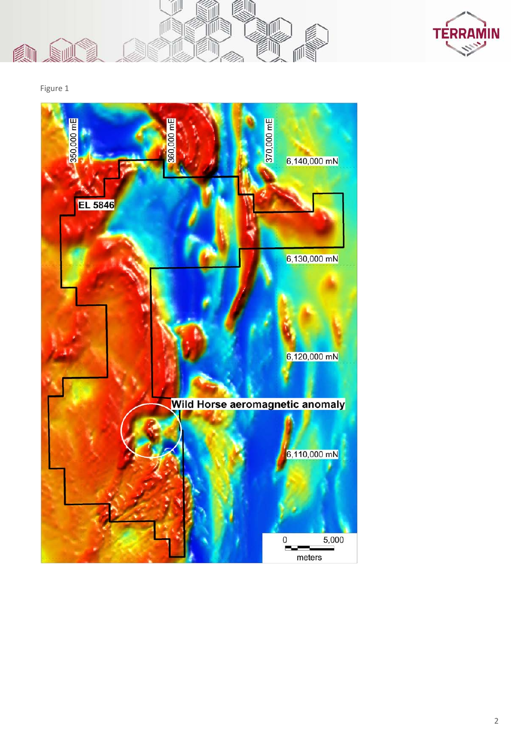Figure 1

350,000 mE
360,000 mE
370,000 mE
6,140,000 mN
EL 5846
6,130,000 mN
6,120,000 mN
Wild Horse aeromagnetic anomaly
6,110,000 mN
0
5,000
meters